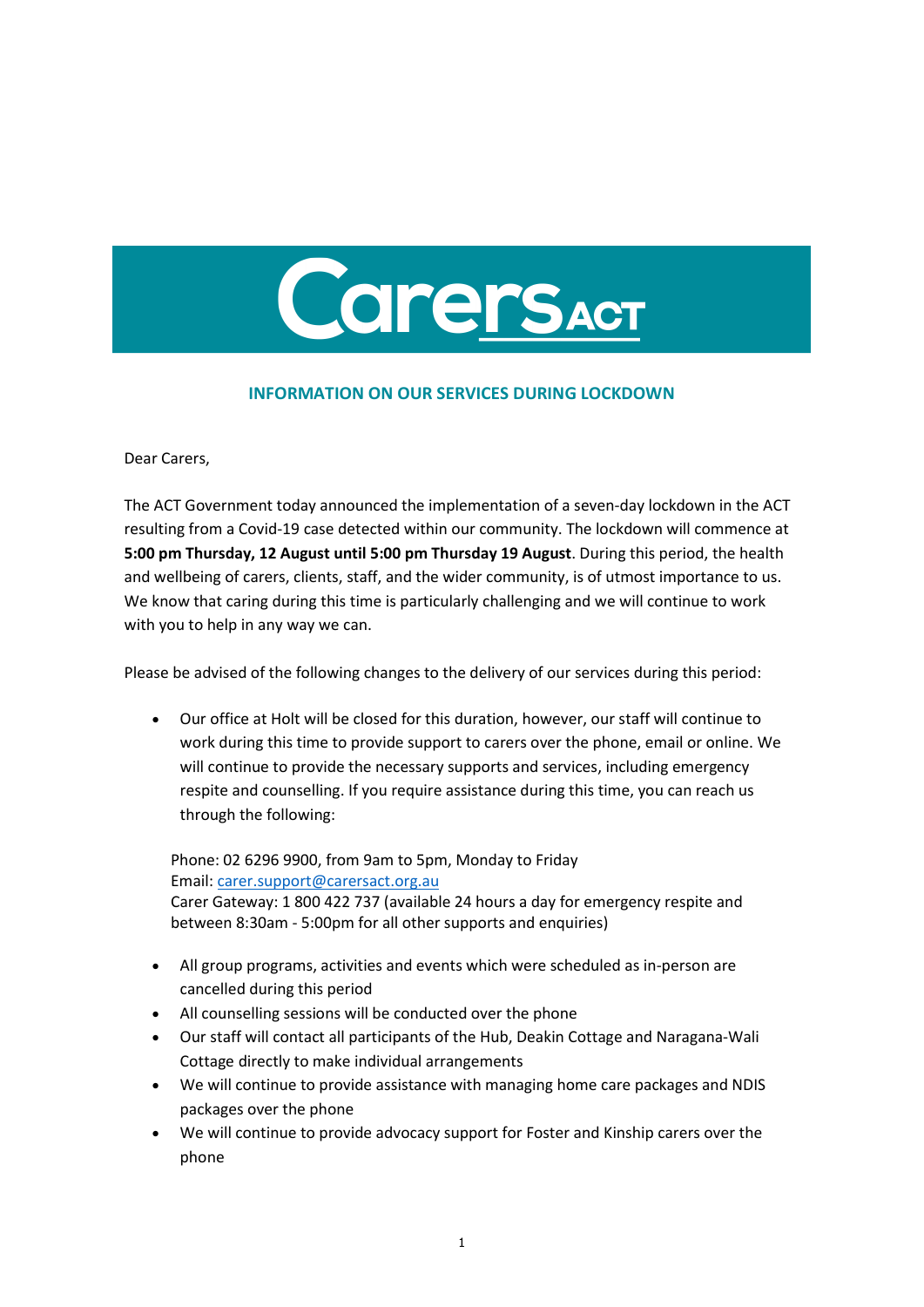CarersACT

## INFORMATION ON OUR SERVICES DURING LOCKDOWN

Dear Carers,

The ACT Government today announced the implementation of a seven-day lockdown in the ACT resulting from a Covid-19 case detected within our community. The lockdown will commence at **5:00 pm Thursday, 12 August until 5:00 pm Thursday 19 August**. During this period, the health and wellbeing of carers, clients, staff, and the wider community, is of utmost importance to us. We know that caring during this time is particularly challenging and we will continue to work with you to help in any way we can.

Please be advised of the following changes to the delivery of our services during this period:

- Our office at Holt will be closed for this duration, however, our staff will continue to work during this time to provide support to carers over the phone, email or online. We will continue to provide the necessary supports and services, including emergency respite and counselling. If you require assistance during this time, you can reach us through the following:

  Phone: 02 6296 9900, from 9am to 5pm, Monday to Friday
  Email: carer.support@carersact.org.au
  Carer Gateway: 1 800 422 737 (available 24 hours a day for emergency respite and between 8:30am - 5:00pm for all other supports and enquiries)

- All group programs, activities and events which were scheduled as in-person are cancelled during this period
- All counselling sessions will be conducted over the phone
- Our staff will contact all participants of the Hub, Deakin Cottage and Naragana-Wali Cottage directly to make individual arrangements
- We will continue to provide assistance with managing home care packages and NDIS packages over the phone
- We will continue to provide advocacy support for Foster and Kinship carers over the phone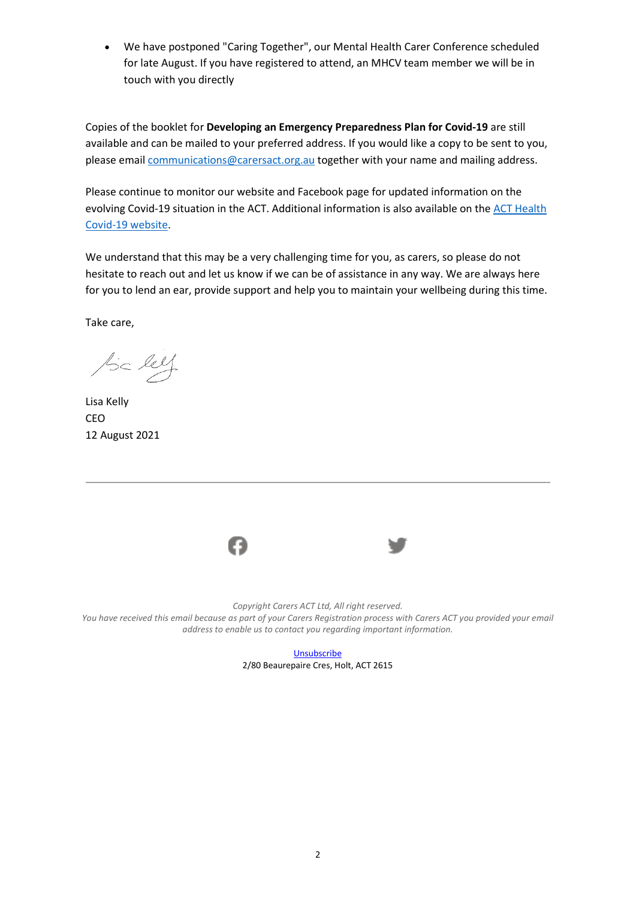- We have postponed "Caring Together", our Mental Health Carer Conference scheduled for late August. If you have registered to attend, an MHCV team member we will be in touch with you directly

Copies of the booklet for **Developing an Emergency Preparedness Plan for Covid-19** are still available and can be mailed to your preferred address. If you would like a copy to be sent to you, please email communications@carersact.org.au together with your name and mailing address.

Please continue to monitor our website and Facebook page for updated information on the evolving Covid-19 situation in the ACT. Additional information is also available on the ACT Health Covid-19 website.

We understand that this may be a very challenging time for you, as carers, so please do not hesitate to reach out and let us know if we can be of assistance in any way. We are always here for you to lend an ear, provide support and help you to maintain your wellbeing during this time.

Take care,

Lisa Kelly
CEO
12 August 2021

---

*Copyright Carers ACT Ltd, All right reserved.*
*You have received this email because as part of your Carers Registration process with Carers ACT you provided your email address to enable us to contact you regarding important information.*

Unsubscribe
2/80 Beaurepaire Cres, Holt, ACT 2615